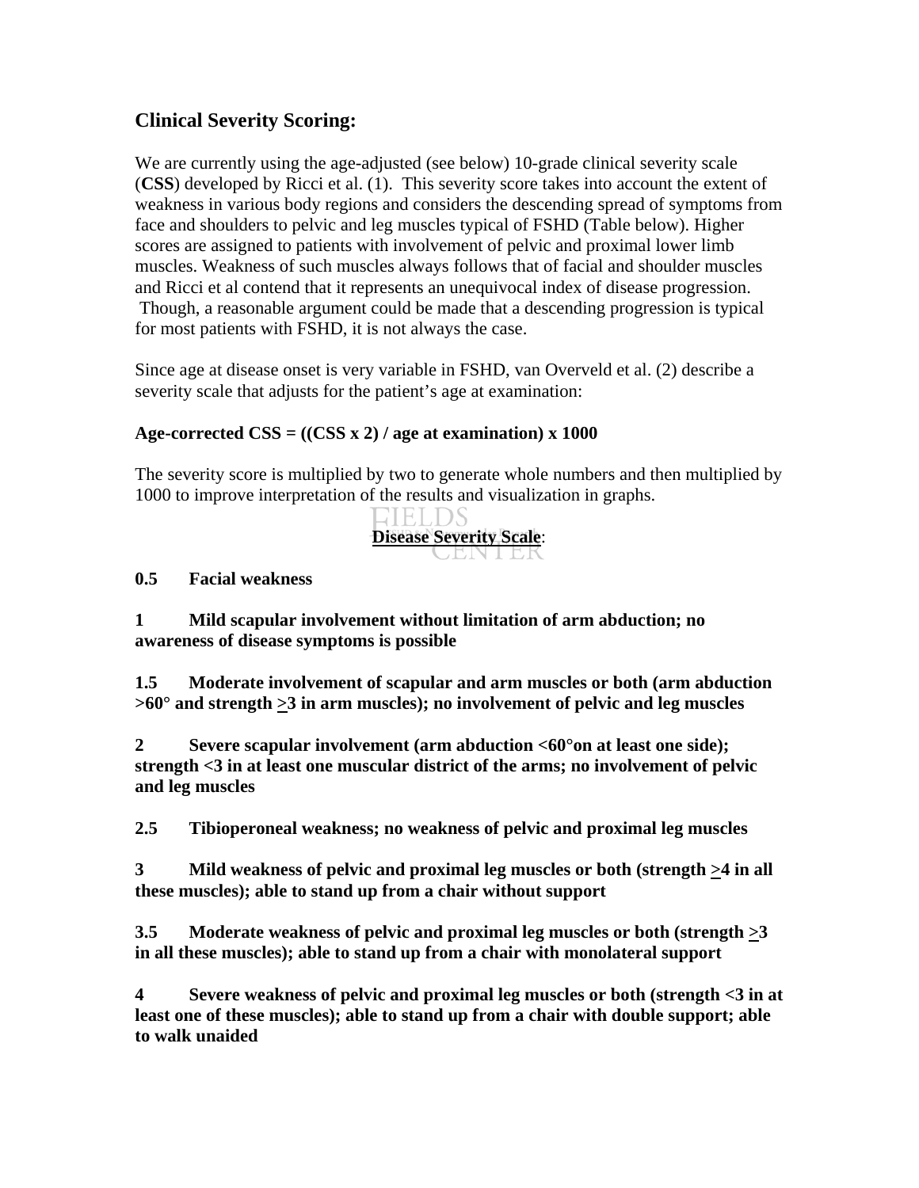## Clinical Severity Scoring:

We are currently using the age-adjusted (see below) 10-grade clinical severity scale (**CSS**) developed by Ricci et al. (1). This severity score takes into account the extent of weakness in various body regions and considers the descending spread of symptoms from face and shoulders to pelvic and leg muscles typical of FSHD (Table below). Higher scores are assigned to patients with involvement of pelvic and proximal lower limb muscles. Weakness of such muscles always follows that of facial and shoulder muscles and Ricci et al contend that it represents an unequivocal index of disease progression. Though, a reasonable argument could be made that a descending progression is typical for most patients with FSHD, it is not always the case.

Since age at disease onset is very variable in FSHD, van Overveld et al. (2) describe a severity scale that adjusts for the patient's age at examination:

**Age-corrected CSS = ((CSS x 2) / age at examination) x 1000**

The severity score is multiplied by two to generate whole numbers and then multiplied by 1000 to improve interpretation of the results and visualization in graphs.

**Disease Severity Scale**:

**0.5 Facial weakness**

**1 Mild scapular involvement without limitation of arm abduction; no awareness of disease symptoms is possible**

**1.5 Moderate involvement of scapular and arm muscles or both (arm abduction >60° and strength ≥3 in arm muscles); no involvement of pelvic and leg muscles**

**2 Severe scapular involvement (arm abduction <60°on at least one side); strength <3 in at least one muscular district of the arms; no involvement of pelvic and leg muscles**

**2.5 Tibioperoneal weakness; no weakness of pelvic and proximal leg muscles**

**3 Mild weakness of pelvic and proximal leg muscles or both (strength ≥4 in all these muscles); able to stand up from a chair without support**

**3.5 Moderate weakness of pelvic and proximal leg muscles or both (strength ≥3 in all these muscles); able to stand up from a chair with monolateral support**

**4 Severe weakness of pelvic and proximal leg muscles or both (strength <3 in at least one of these muscles); able to stand up from a chair with double support; able to walk unaided**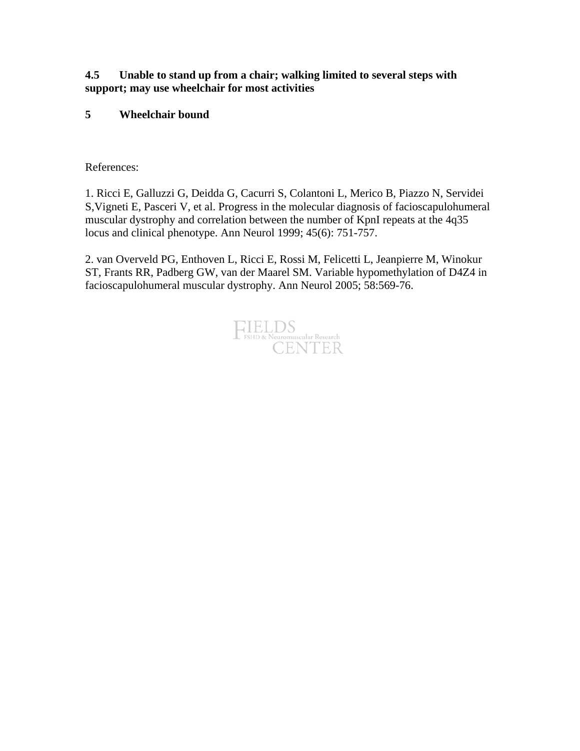**4.5 Unable to stand up from a chair; walking limited to several steps with support; may use wheelchair for most activities**

**5 Wheelchair bound**

References:

1. Ricci E, Galluzzi G, Deidda G, Cacurri S, Colantoni L, Merico B, Piazzo N, Servidei S,Vigneti E, Pasceri V, et al. Progress in the molecular diagnosis of facioscapulohumeral muscular dystrophy and correlation between the number of KpnI repeats at the 4q35 locus and clinical phenotype. Ann Neurol 1999; 45(6): 751-757.

2. van Overveld PG, Enthoven L, Ricci E, Rossi M, Felicetti L, Jeanpierre M, Winokur ST, Frants RR, Padberg GW, van der Maarel SM. Variable hypomethylation of D4Z4 in facioscapulohumeral muscular dystrophy. Ann Neurol 2005; 58:569-76.